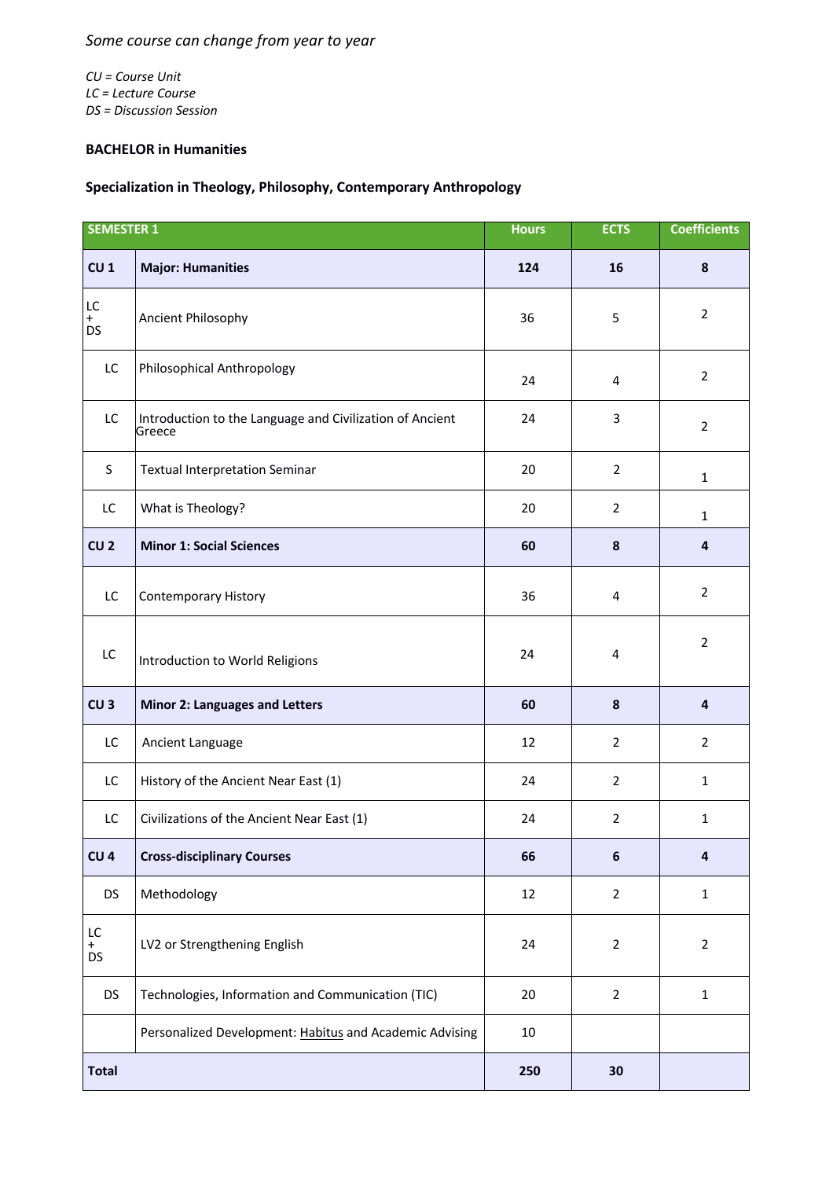*Some course can change from year to year*

*CU = Course Unit*
*LC = Lecture Course*
*DS = Discussion Session*

**BACHELOR in Humanities**

**Specialization in Theology, Philosophy, Contemporary Anthropology**

| SEMESTER 1 | | Hours | ECTS | Coefficients |
|---|---|---|---|---|
| **CU 1** | **Major: Humanities** | **124** | **16** | **8** |
| LC + DS | Ancient Philosophy | 36 | 5 | 2 |
| LC | Philosophical Anthropology | 24 | 4 | 2 |
| LC | Introduction to the Language and Civilization of Ancient Greece | 24 | 3 | 2 |
| S | Textual Interpretation Seminar | 20 | 2 | 1 |
| LC | What is Theology? | 20 | 2 | 1 |
| **CU 2** | **Minor 1: Social Sciences** | **60** | **8** | **4** |
| LC | Contemporary History | 36 | 4 | 2 |
| LC | Introduction to World Religions | 24 | 4 | 2 |
| **CU 3** | **Minor 2: Languages and Letters** | **60** | **8** | **4** |
| LC | Ancient Language | 12 | 2 | 2 |
| LC | History of the Ancient Near East (1) | 24 | 2 | 1 |
| LC | Civilizations of the Ancient Near East (1) | 24 | 2 | 1 |
| **CU 4** | **Cross-disciplinary Courses** | **66** | **6** | **4** |
| DS | Methodology | 12 | 2 | 1 |
| LC + DS | LV2 or Strengthening English | 24 | 2 | 2 |
| DS | Technologies, Information and Communication (TIC) | 20 | 2 | 1 |
| | Personalized Development: Habitus and Academic Advising | 10 | | |
| **Total** | | **250** | **30** | |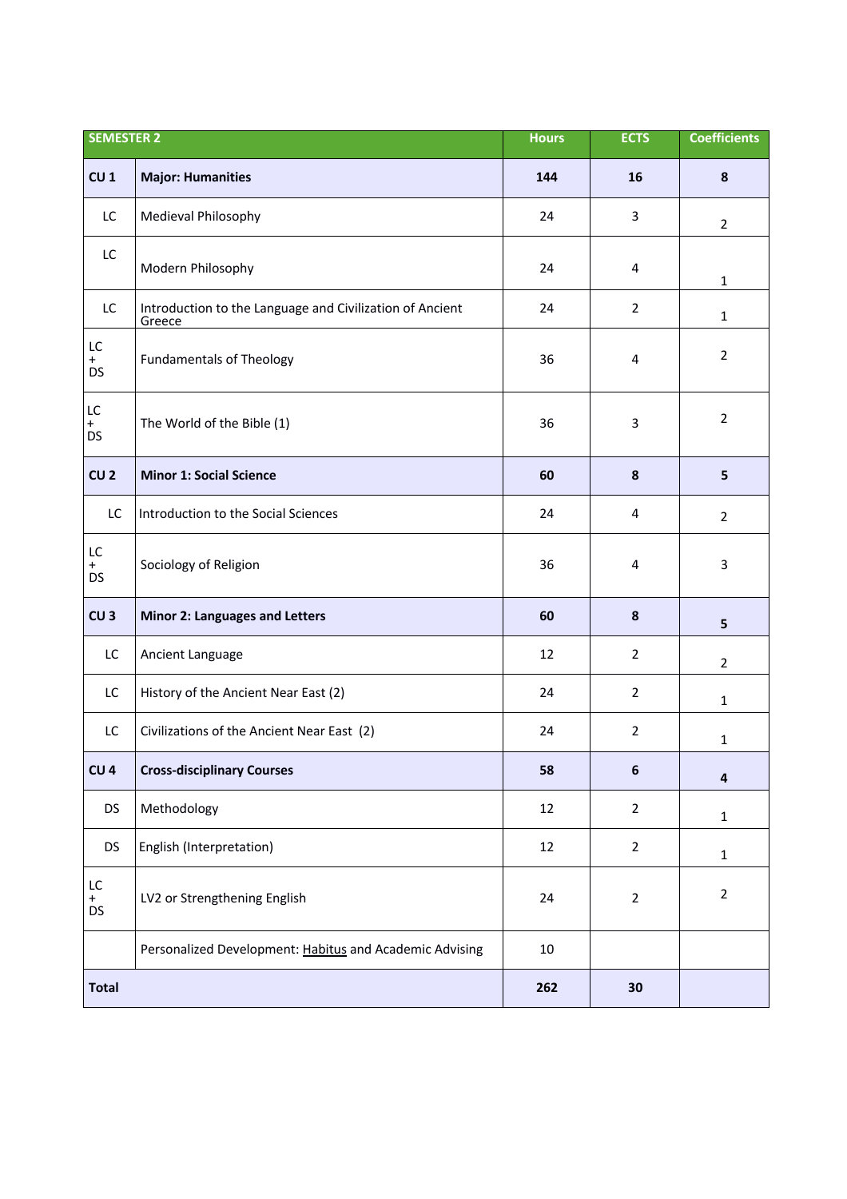| SEMESTER 2 | | Hours | ECTS | Coefficients |
|---|---|---|---|---|
| **CU 1** | **Major: Humanities** | **144** | **16** | **8** |
| LC | Medieval Philosophy | 24 | 3 | 2 |
| LC | Modern Philosophy | 24 | 4 | 1 |
| LC | Introduction to the Language and Civilization of Ancient Greece | 24 | 2 | 1 |
| LC + DS | Fundamentals of Theology | 36 | 4 | 2 |
| LC + DS | The World of the Bible (1) | 36 | 3 | 2 |
| **CU 2** | **Minor 1: Social Science** | **60** | **8** | **5** |
| LC | Introduction to the Social Sciences | 24 | 4 | 2 |
| LC + DS | Sociology of Religion | 36 | 4 | 3 |
| **CU 3** | **Minor 2: Languages and Letters** | **60** | **8** | **5** |
| LC | Ancient Language | 12 | 2 | 2 |
| LC | History of the Ancient Near East (2) | 24 | 2 | 1 |
| LC | Civilizations of the Ancient Near East (2) | 24 | 2 | 1 |
| **CU 4** | **Cross-disciplinary Courses** | **58** | **6** | **4** |
| DS | Methodology | 12 | 2 | 1 |
| DS | English (Interpretation) | 12 | 2 | 1 |
| LC + DS | LV2 or Strengthening English | 24 | 2 | 2 |
| | Personalized Development: Habitus and Academic Advising | 10 | | |
| **Total** | | **262** | **30** | |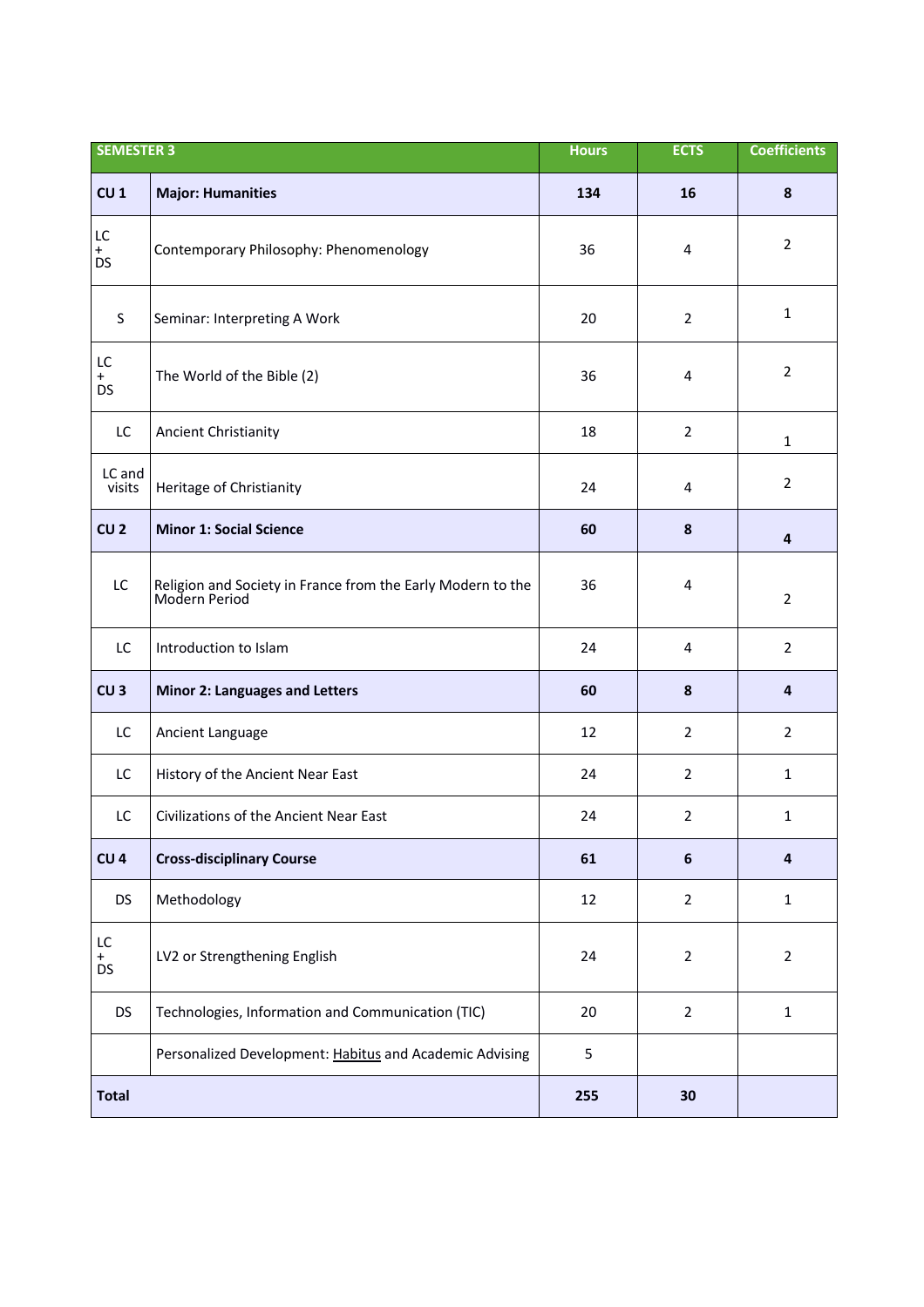| SEMESTER 3 | | Hours | ECTS | Coefficients |
|---|---|---|---|---|
| **CU 1** | **Major: Humanities** | **134** | **16** | **8** |
| LC + DS | Contemporary Philosophy: Phenomenology | 36 | 4 | 2 |
| S | Seminar: Interpreting A Work | 20 | 2 | 1 |
| LC + DS | The World of the Bible (2) | 36 | 4 | 2 |
| LC | Ancient Christianity | 18 | 2 | 1 |
| LC and visits | Heritage of Christianity | 24 | 4 | 2 |
| **CU 2** | **Minor 1: Social Science** | **60** | **8** | **4** |
| LC | Religion and Society in France from the Early Modern to the Modern Period | 36 | 4 | 2 |
| LC | Introduction to Islam | 24 | 4 | 2 |
| **CU 3** | **Minor 2: Languages and Letters** | **60** | **8** | **4** |
| LC | Ancient Language | 12 | 2 | 2 |
| LC | History of the Ancient Near East | 24 | 2 | 1 |
| LC | Civilizations of the Ancient Near East | 24 | 2 | 1 |
| **CU 4** | **Cross-disciplinary Course** | **61** | **6** | **4** |
| DS | Methodology | 12 | 2 | 1 |
| LC + DS | LV2 or Strengthening English | 24 | 2 | 2 |
| DS | Technologies, Information and Communication (TIC) | 20 | 2 | 1 |
| | Personalized Development: Habitus and Academic Advising | 5 | | |
| **Total** | | **255** | **30** | |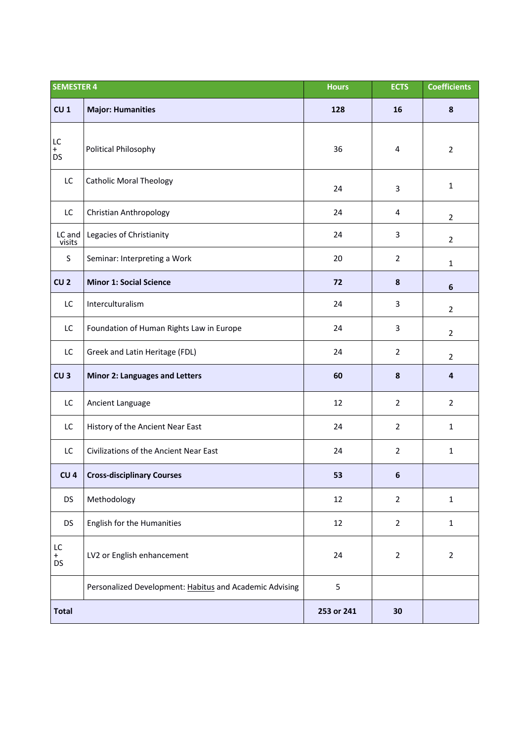| SEMESTER 4 | | Hours | ECTS | Coefficients |
|---|---|---|---|---|
| **CU 1** | **Major: Humanities** | **128** | **16** | **8** |
| LC + DS | Political Philosophy | 36 | 4 | 2 |
| LC | Catholic Moral Theology | 24 | 3 | 1 |
| LC | Christian Anthropology | 24 | 4 | 2 |
| LC and visits | Legacies of Christianity | 24 | 3 | 2 |
| S | Seminar: Interpreting a Work | 20 | 2 | 1 |
| **CU 2** | **Minor 1: Social Science** | **72** | **8** | **6** |
| LC | Interculturalism | 24 | 3 | 2 |
| LC | Foundation of Human Rights Law in Europe | 24 | 3 | 2 |
| LC | Greek and Latin Heritage (FDL) | 24 | 2 | 2 |
| **CU 3** | **Minor 2: Languages and Letters** | **60** | **8** | **4** |
| LC | Ancient Language | 12 | 2 | 2 |
| LC | History of the Ancient Near East | 24 | 2 | 1 |
| LC | Civilizations of the Ancient Near East | 24 | 2 | 1 |
| **CU 4** | **Cross-disciplinary Courses** | **53** | **6** | |
| DS | Methodology | 12 | 2 | 1 |
| DS | English for the Humanities | 12 | 2 | 1 |
| LC + DS | LV2 or English enhancement | 24 | 2 | 2 |
| | Personalized Development: Habitus and Academic Advising | 5 | | |
| **Total** | | **253 or 241** | **30** | |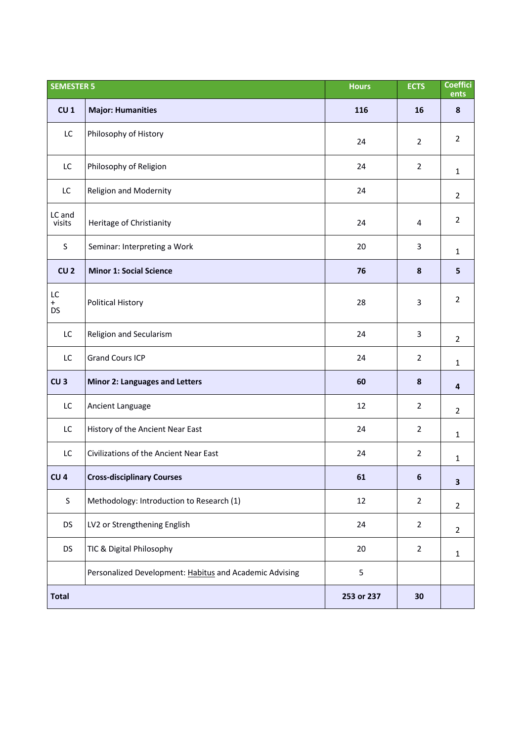| SEMESTER 5 | | Hours | ECTS | Coefficients |
|---|---|---|---|---|
| **CU 1** | **Major: Humanities** | **116** | **16** | **8** |
| LC | Philosophy of History | 24 | 2 | 2 |
| LC | Philosophy of Religion | 24 | 2 | 1 |
| LC | Religion and Modernity | 24 | | 2 |
| LC and visits | Heritage of Christianity | 24 | 4 | 2 |
| S | Seminar: Interpreting a Work | 20 | 3 | 1 |
| **CU 2** | **Minor 1: Social Science** | **76** | **8** | **5** |
| LC + DS | Political History | 28 | 3 | 2 |
| LC | Religion and Secularism | 24 | 3 | 2 |
| LC | Grand Cours ICP | 24 | 2 | 1 |
| **CU 3** | **Minor 2: Languages and Letters** | **60** | **8** | **4** |
| LC | Ancient Language | 12 | 2 | 2 |
| LC | History of the Ancient Near East | 24 | 2 | 1 |
| LC | Civilizations of the Ancient Near East | 24 | 2 | 1 |
| **CU 4** | **Cross-disciplinary Courses** | **61** | **6** | **3** |
| S | Methodology: Introduction to Research (1) | 12 | 2 | 2 |
| DS | LV2 or Strengthening English | 24 | 2 | 2 |
| DS | TIC & Digital Philosophy | 20 | 2 | 1 |
| | Personalized Development: Habitus and Academic Advising | 5 | | |
| **Total** | | **253 or 237** | **30** | |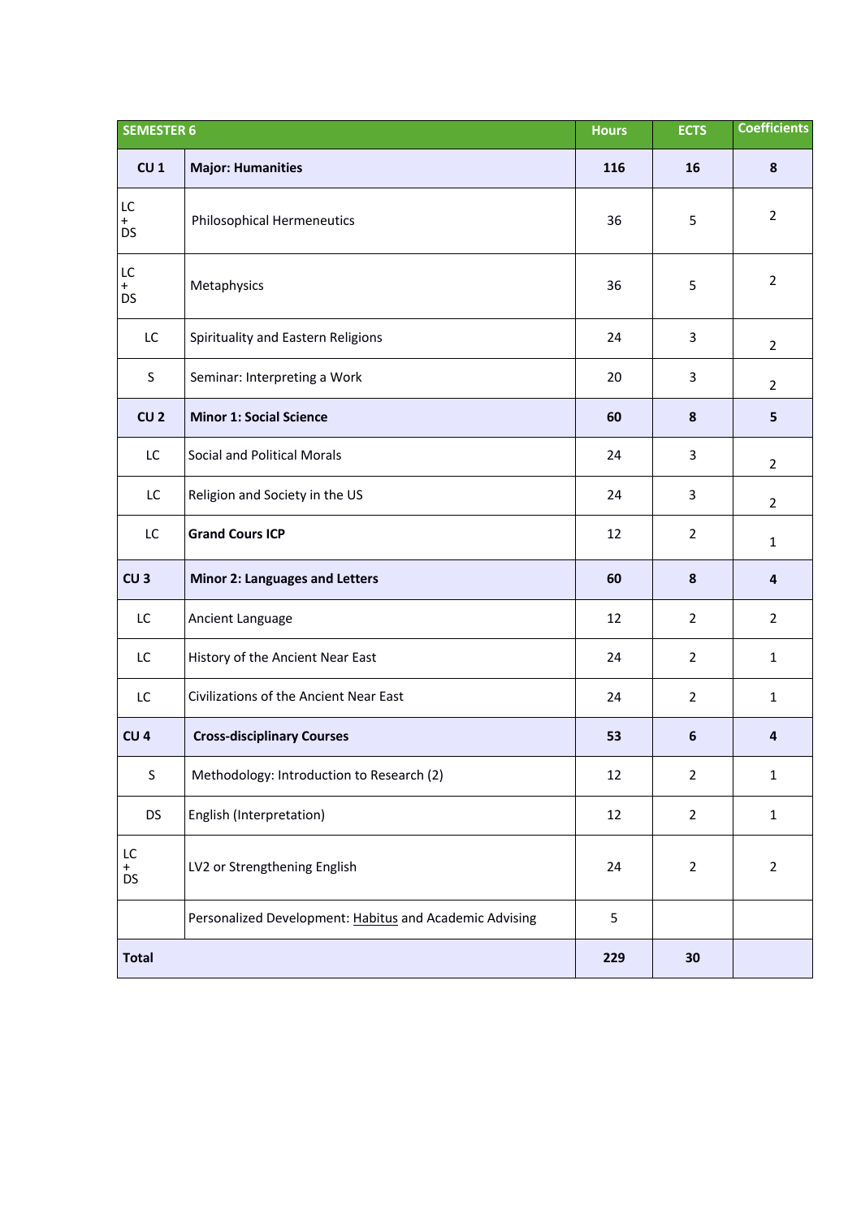| SEMESTER 6 | | Hours | ECTS | Coefficients |
|---|---|---|---|---|
| **CU 1** | **Major: Humanities** | **116** | **16** | **8** |
| LC + DS | Philosophical Hermeneutics | 36 | 5 | 2 |
| LC + DS | Metaphysics | 36 | 5 | 2 |
| LC | Spirituality and Eastern Religions | 24 | 3 | 2 |
| S | Seminar: Interpreting a Work | 20 | 3 | 2 |
| **CU 2** | **Minor 1: Social Science** | **60** | **8** | **5** |
| LC | Social and Political Morals | 24 | 3 | 2 |
| LC | Religion and Society in the US | 24 | 3 | 2 |
| LC | **Grand Cours ICP** | 12 | 2 | 1 |
| **CU 3** | **Minor 2: Languages and Letters** | **60** | **8** | **4** |
| LC | Ancient Language | 12 | 2 | 2 |
| LC | History of the Ancient Near East | 24 | 2 | 1 |
| LC | Civilizations of the Ancient Near East | 24 | 2 | 1 |
| **CU 4** | **Cross-disciplinary Courses** | **53** | **6** | **4** |
| S | Methodology: Introduction to Research (2) | 12 | 2 | 1 |
| DS | English (Interpretation) | 12 | 2 | 1 |
| LC + DS | LV2 or Strengthening English | 24 | 2 | 2 |
| | Personalized Development: Habitus and Academic Advising | 5 | | |
| **Total** | | **229** | **30** | |